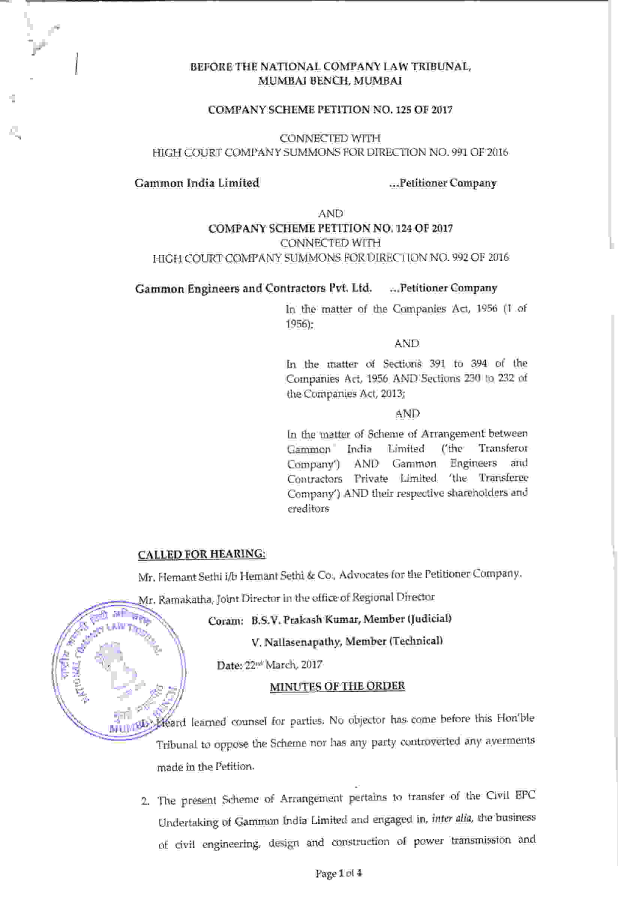**BEFORE THE NATIONAL COMPANY LAW TRIBUNAL,**
**MUMBAI BENCH, MUMBAI**

**COMPANY SCHEME PETITION NO. 125 OF 2017**

CONNECTED WITH
HIGH COURT COMPANY SUMMONS FOR DIRECTION NO. 991 OF 2016

**Gammon India Limited** ...**Petitioner Company**

AND
**COMPANY SCHEME PETITION NO. 124 OF 2017**
CONNECTED WITH
HIGH COURT COMPANY SUMMONS FOR DIRECTION NO. 992 OF 2016

**Gammon Engineers and Contractors Pvt. Ltd.** ...**Petitioner Company**

In the matter of the Companies Act, 1956 (1 of 1956);

AND

In the matter of Sections 391 to 394 of the Companies Act, 1956 AND Sections 230 to 232 of the Companies Act, 2013;

AND

In the matter of Scheme of Arrangement between Gammon India Limited ('the Transferor Company') AND Gammon Engineers and Contractors Private Limited 'the Transferee Company') AND their respective shareholders and creditors

**CALLED FOR HEARING:**

Mr. Hemant Sethi i/b Hemant Sethi & Co., Advocates for the Petitioner Company.

Mr. Ramakatha, Joint Director in the office of Regional Director

**Coram: B.S.V. Prakash Kumar, Member (Judicial)**

**V. Nallasenapathy, Member (Technical)**

Date: 22nd March, 2017

**MINUTES OF THE ORDER**

1. Heard learned counsel for parties. No objector has come before this Hon'ble Tribunal to oppose the Scheme nor has any party controverted any averments made in the Petition.

2. The present Scheme of Arrangement pertains to transfer of the Civil EPC Undertaking of Gammon India Limited and engaged in, *inter alia*, the business of civil engineering, design and construction of power transmission and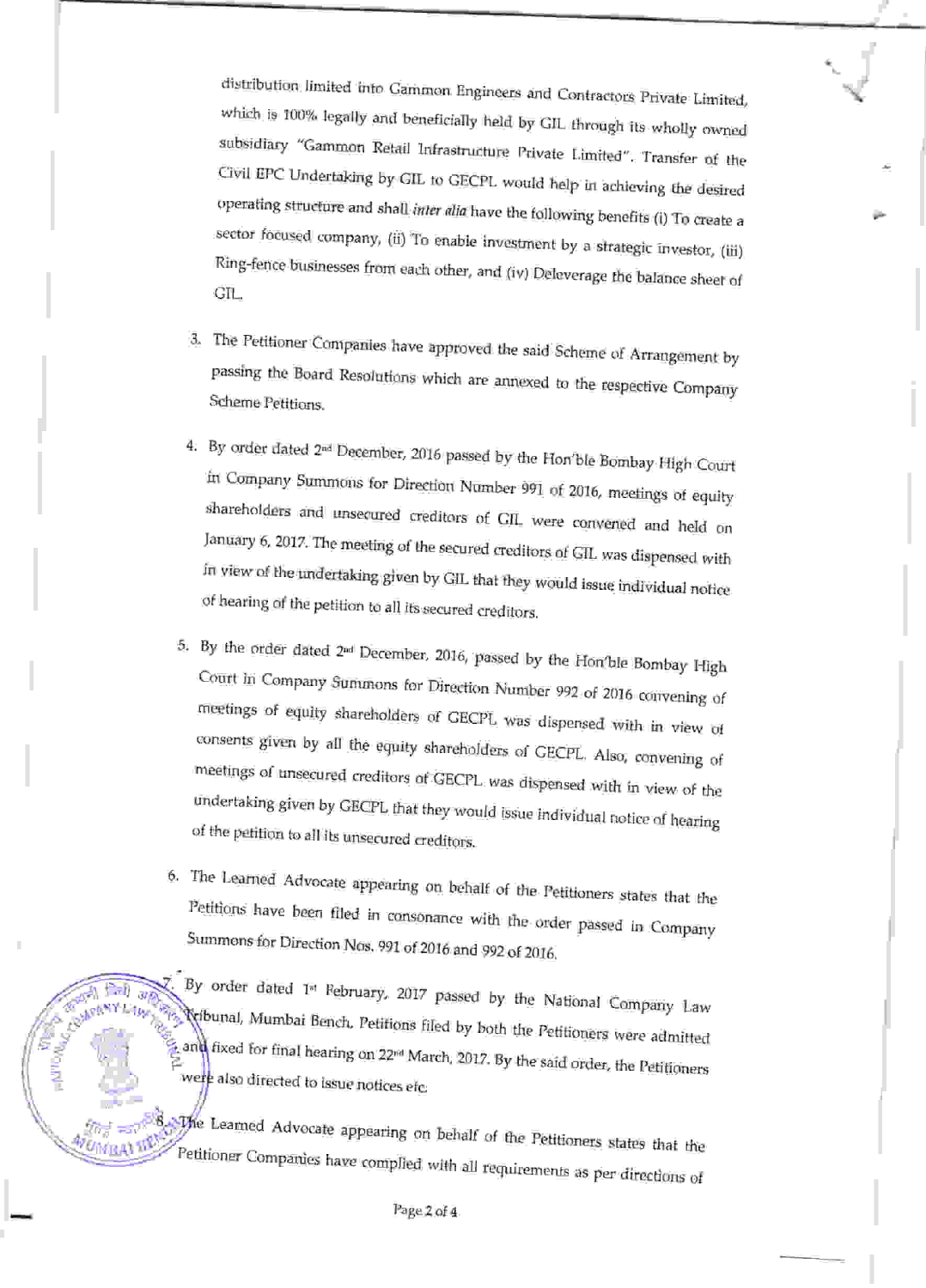distribution limited into Gammon Engineers and Contractors Private Limited, which is 100% legally and beneficially held by GIL through its wholly owned subsidiary "Gammon Retail Infrastructure Private Limited". Transfer of the Civil EPC Undertaking by GIL to GECPL would help in achieving the desired operating structure and shall *inter alia* have the following benefits (i) To create a sector focused company, (ii) To enable investment by a strategic investor, (iii) Ring-fence businesses from each other, and (iv) Deleverage the balance sheet of GIL.

3. The Petitioner Companies have approved the said Scheme of Arrangement by passing the Board Resolutions which are annexed to the respective Company Scheme Petitions.

4. By order dated 2nd December, 2016 passed by the Hon'ble Bombay High Court in Company Summons for Direction Number 991 of 2016, meetings of equity shareholders and unsecured creditors of GIL were convened and held on January 6, 2017. The meeting of the secured creditors of GIL was dispensed with in view of the undertaking given by GIL that they would issue individual notice of hearing of the petition to all its secured creditors.

5. By the order dated 2nd December, 2016, passed by the Hon'ble Bombay High Court in Company Summons for Direction Number 992 of 2016 convening of meetings of equity shareholders of GECPL was dispensed with in view of consents given by all the equity shareholders of GECPL. Also, convening of meetings of unsecured creditors of GECPL was dispensed with in view of the undertaking given by GECPL that they would issue individual notice of hearing of the petition to all its unsecured creditors.

6. The Learned Advocate appearing on behalf of the Petitioners states that the Petitions have been filed in consonance with the order passed in Company Summons for Direction Nos. 991 of 2016 and 992 of 2016.

7. By order dated 1st February, 2017 passed by the National Company Law Tribunal, Mumbai Bench. Petitions filed by both the Petitioners were admitted and fixed for final hearing on 22nd March, 2017. By the said order, the Petitioners were also directed to issue notices etc.

8. The Learned Advocate appearing on behalf of the Petitioners states that the Petitioner Companies have complied with all requirements as per directions of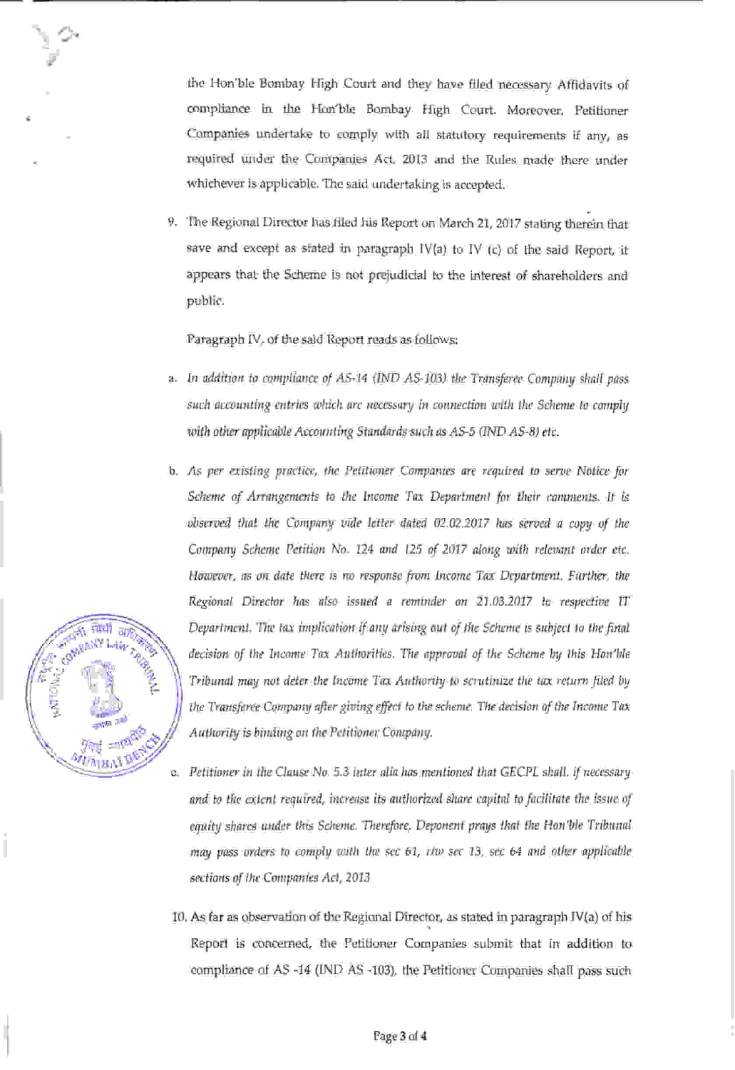the Hon'ble Bombay High Court and they have filed necessary Affidavits of compliance in the Hon'ble Bombay High Court. Moreover, Petitioner Companies undertake to comply with all statutory requirements if any, as required under the Companies Act, 2013 and the Rules made there under whichever is applicable. The said undertaking is accepted.

9. The Regional Director has filed his Report on March 21, 2017 stating therein that save and except as stated in paragraph IV(a) to IV (c) of the said Report, it appears that the Scheme is not prejudicial to the interest of shareholders and public.

   Paragraph IV, of the said Report reads as follows:

   a. *In addition to compliance of AS-14 (IND AS-103) the Transferee Company shall pass such accounting entries which are necessary in connection with the Scheme to comply with other applicable Accounting Standards such as AS-5 (IND AS-8) etc.*

   b. *As per existing practice, the Petitioner Companies are required to serve Notice for Scheme of Arrangements to the Income Tax Department for their comments. It is observed that the Company vide letter dated 02.02.2017 has served a copy of the Company Scheme Petition No. 124 and 125 of 2017 along with relevant order etc. However, as on date there is no response from Income Tax Department. Further, the Regional Director has also issued a reminder on 21.03.2017 to respective IT Department. The tax implication if any arising out of the Scheme is subject to the final decision of the Income Tax Authorities. The approval of the Scheme by this Hon'ble Tribunal may not deter the Income Tax Authority to scrutinize the tax return filed by the Transferee Company after giving effect to the scheme. The decision of the Income Tax Authority is binding on the Petitioner Company.*

   c. *Petitioner in the Clause No. 5.3 inter alia has mentioned that GECPL shall, if necessary and to the extent required, increase its authorized share capital to facilitate the issue of equity shares under this Scheme. Therefore, Deponent prays that the Hon'ble Tribunal may pass orders to comply with the sec 61, r/w sec 13, sec 64 and other applicable sections of the Companies Act, 2013*

10. As far as observation of the Regional Director, as stated in paragraph IV(a) of his Report is concerned, the Petitioner Companies submit that in addition to compliance of AS -14 (IND AS -103), the Petitioner Companies shall pass such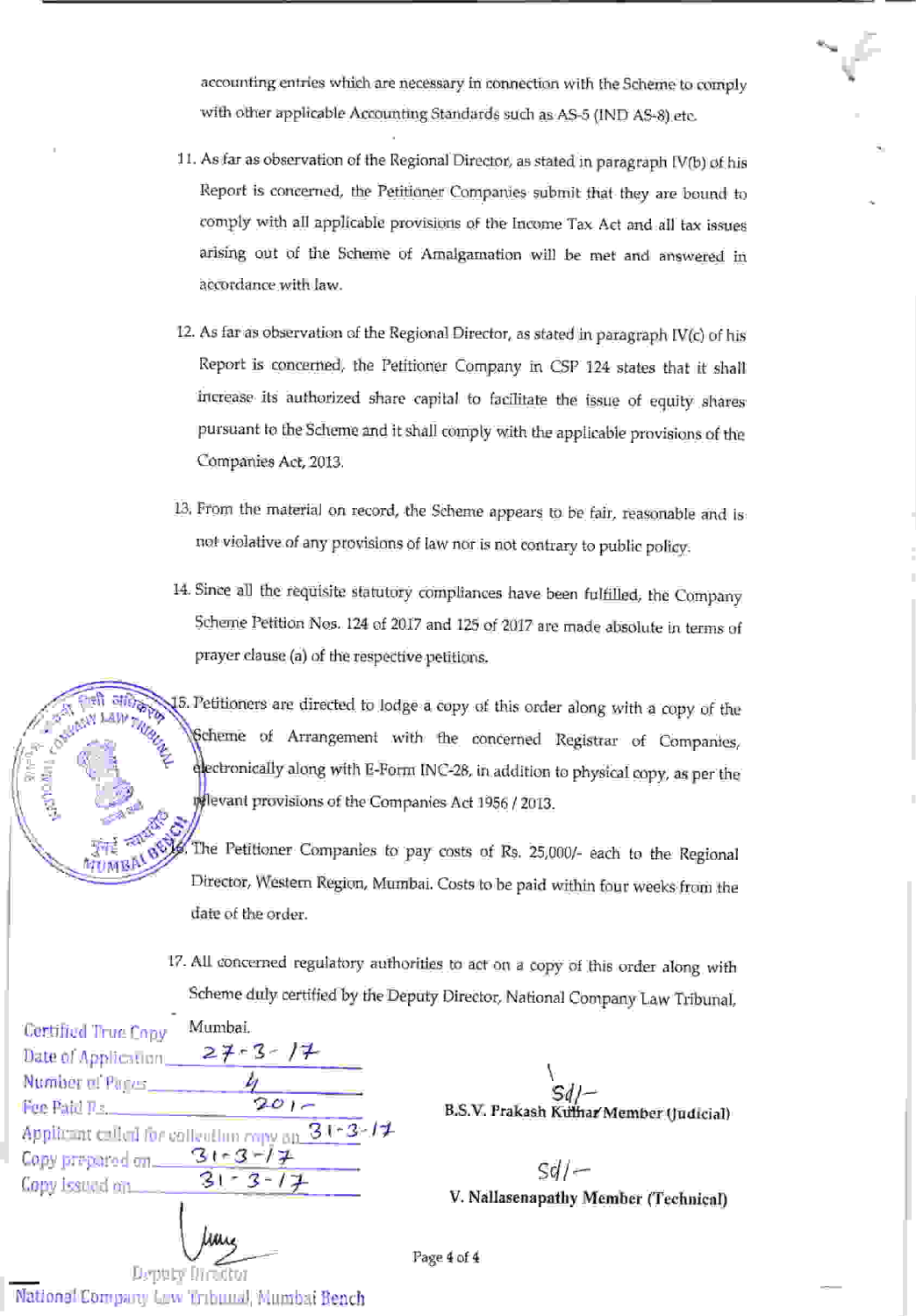accounting entries which are necessary in connection with the Scheme to comply with other applicable Accounting Standards such as AS-5 (IND AS-8) etc.

11. As far as observation of the Regional Director, as stated in paragraph IV(b) of his Report is concerned, the Petitioner Companies submit that they are bound to comply with all applicable provisions of the Income Tax Act and all tax issues arising out of the Scheme of Amalgamation will be met and answered in accordance with law.

12. As far as observation of the Regional Director, as stated in paragraph IV(c) of his Report is concerned, the Petitioner Company in CSP 124 states that it shall increase its authorized share capital to facilitate the issue of equity shares pursuant to the Scheme and it shall comply with the applicable provisions of the Companies Act, 2013.

13. From the material on record, the Scheme appears to be fair, reasonable and is not violative of any provisions of law nor is not contrary to public policy.

14. Since all the requisite statutory compliances have been fulfilled, the Company Scheme Petition Nos. 124 of 2017 and 125 of 2017 are made absolute in terms of prayer clause (a) of the respective petitions.

15. Petitioners are directed to lodge a copy of this order along with a copy of the Scheme of Arrangement with the concerned Registrar of Companies, electronically along with E-Form INC-28, in addition to physical copy, as per the relevant provisions of the Companies Act 1956 / 2013.

16. The Petitioner Companies to pay costs of Rs. 25,000/- each to the Regional Director, Western Region, Mumbai. Costs to be paid within four weeks from the date of the order.

17. All concerned regulatory authorities to act on a copy of this order along with Scheme duly certified by the Deputy Director, National Company Law Tribunal, Mumbai.

Certified True Copy
Date of Application 27-3-17
Number of Pages 4
Fee Paid Rs. 20/-
Applicant called for collection copy on 31-3-17
Copy prepared on 31-3-17
Copy Issued on 31-3-17

Deputy Director
National Company Law Tribunal, Mumbai Bench

Sd/-
**B.S.V. Prakash Kumar Member (Judicial)**

Sd/-
**V. Nallasenapathy Member (Technical)**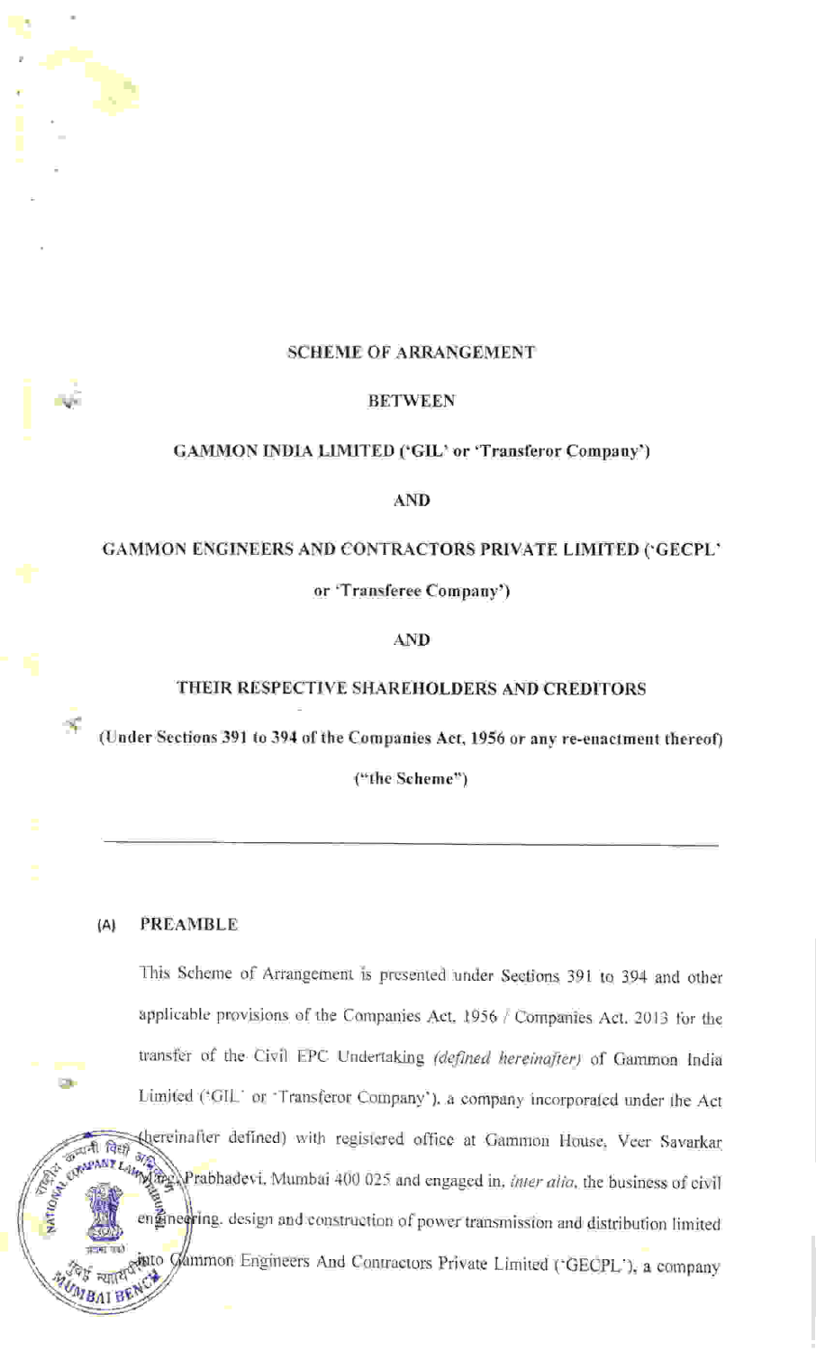**SCHEME OF ARRANGEMENT**

**BETWEEN**

**GAMMON INDIA LIMITED ('GIL' or 'Transferor Company')**

**AND**

**GAMMON ENGINEERS AND CONTRACTORS PRIVATE LIMITED ('GECPL' or 'Transferee Company')**

**AND**

**THEIR RESPECTIVE SHAREHOLDERS AND CREDITORS**

**(Under Sections 391 to 394 of the Companies Act, 1956 or any re-enactment thereof)**

**("the Scheme")**

---

## (A) PREAMBLE

This Scheme of Arrangement is presented under Sections 391 to 394 and other applicable provisions of the Companies Act, 1956 / Companies Act, 2013 for the transfer of the Civil EPC Undertaking *(defined hereinafter)* of Gammon India Limited ('GIL' or 'Transferor Company'), a company incorporated under the Act (hereinafter defined) with registered office at Gammon House, Veer Savarkar Marg, Prabhadevi, Mumbai 400 025 and engaged in, *inter alia*, the business of civil engineering, design and construction of power transmission and distribution limited into Gammon Engineers And Contractors Private Limited ('GECPL'), a company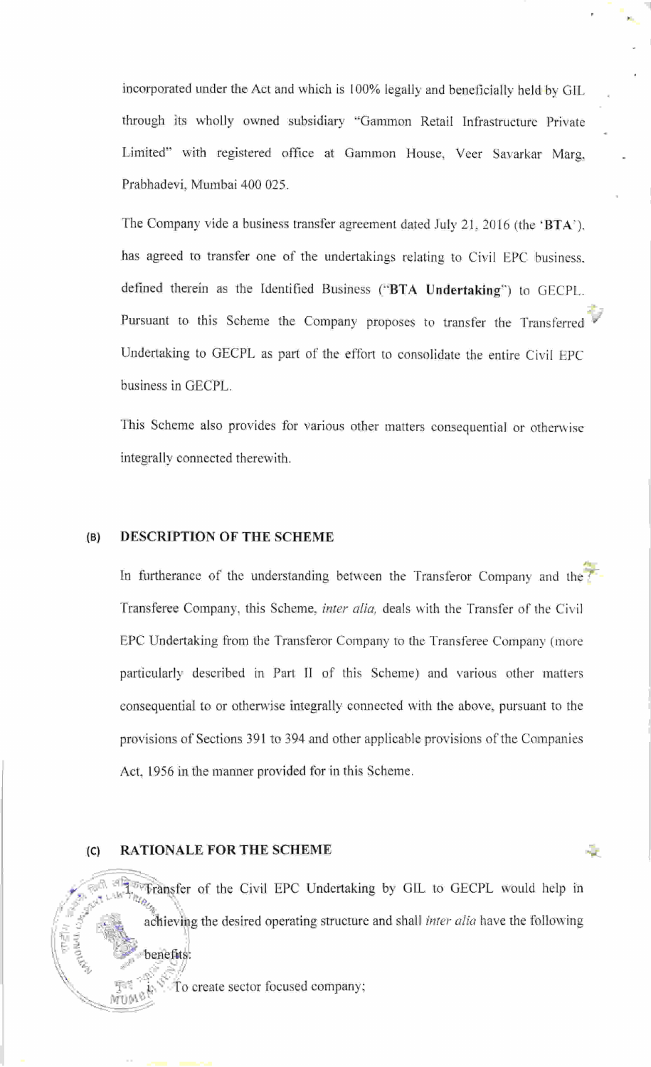incorporated under the Act and which is 100% legally and beneficially held by GIL through its wholly owned subsidiary "Gammon Retail Infrastructure Private Limited" with registered office at Gammon House, Veer Savarkar Marg, Prabhadevi, Mumbai 400 025.

The Company vide a business transfer agreement dated July 21, 2016 (the '**BTA**'), has agreed to transfer one of the undertakings relating to Civil EPC business, defined therein as the Identified Business ("**BTA Undertaking**") to GECPL. Pursuant to this Scheme the Company proposes to transfer the Transferred Undertaking to GECPL as part of the effort to consolidate the entire Civil EPC business in GECPL.

This Scheme also provides for various other matters consequential or otherwise integrally connected therewith.

## (B) DESCRIPTION OF THE SCHEME

In furtherance of the understanding between the Transferor Company and the Transferee Company, this Scheme, *inter alia,* deals with the Transfer of the Civil EPC Undertaking from the Transferor Company to the Transferee Company (more particularly described in Part II of this Scheme) and various other matters consequential to or otherwise integrally connected with the above, pursuant to the provisions of Sections 391 to 394 and other applicable provisions of the Companies Act, 1956 in the manner provided for in this Scheme.

## (C) RATIONALE FOR THE SCHEME

1. Transfer of the Civil EPC Undertaking by GIL to GECPL would help in achieving the desired operating structure and shall *inter alia* have the following benefits:

   i. To create sector focused company;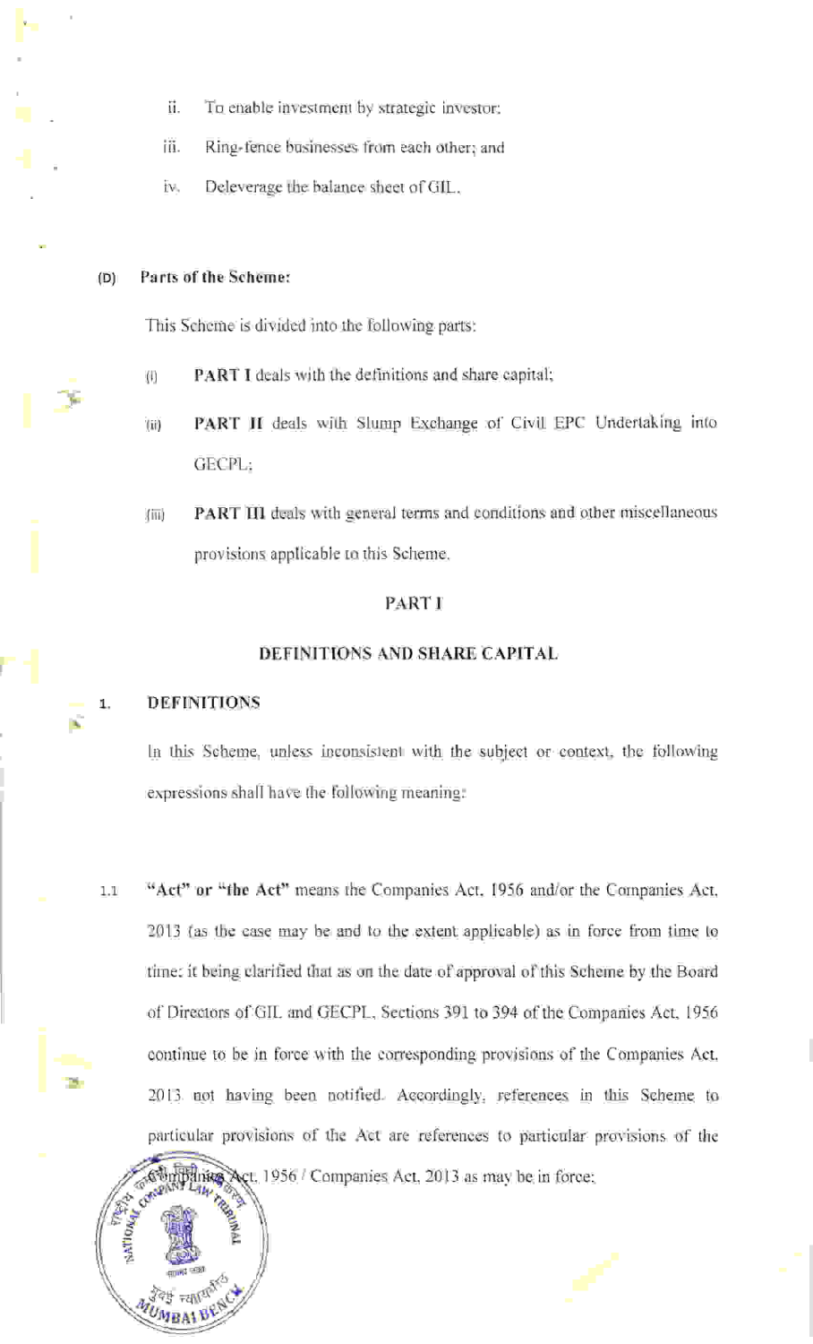ii. To enable investment by strategic investor;

iii. Ring-fence businesses from each other; and

iv. Deleverage the balance sheet of GIL.

**(D) Parts of the Scheme:**

This Scheme is divided into the following parts:

(i) **PART I** deals with the definitions and share capital;

(ii) **PART II** deals with Slump Exchange of Civil EPC Undertaking into GECPL;

(iii) **PART III** deals with general terms and conditions and other miscellaneous provisions applicable to this Scheme.

## PART I

## DEFINITIONS AND SHARE CAPITAL

**1. DEFINITIONS**

In this Scheme, unless inconsistent with the subject or context, the following expressions shall have the following meaning:

1.1 **"Act" or "the Act"** means the Companies Act, 1956 and/or the Companies Act, 2013 (as the case may be and to the extent applicable) as in force from time to time; it being clarified that as on the date of approval of this Scheme by the Board of Directors of GIL and GECPL, Sections 391 to 394 of the Companies Act, 1956 continue to be in force with the corresponding provisions of the Companies Act, 2013 not having been notified. Accordingly, references in this Scheme to particular provisions of the Act are references to particular provisions of the Companies Act, 1956 / Companies Act, 2013 as may be in force;